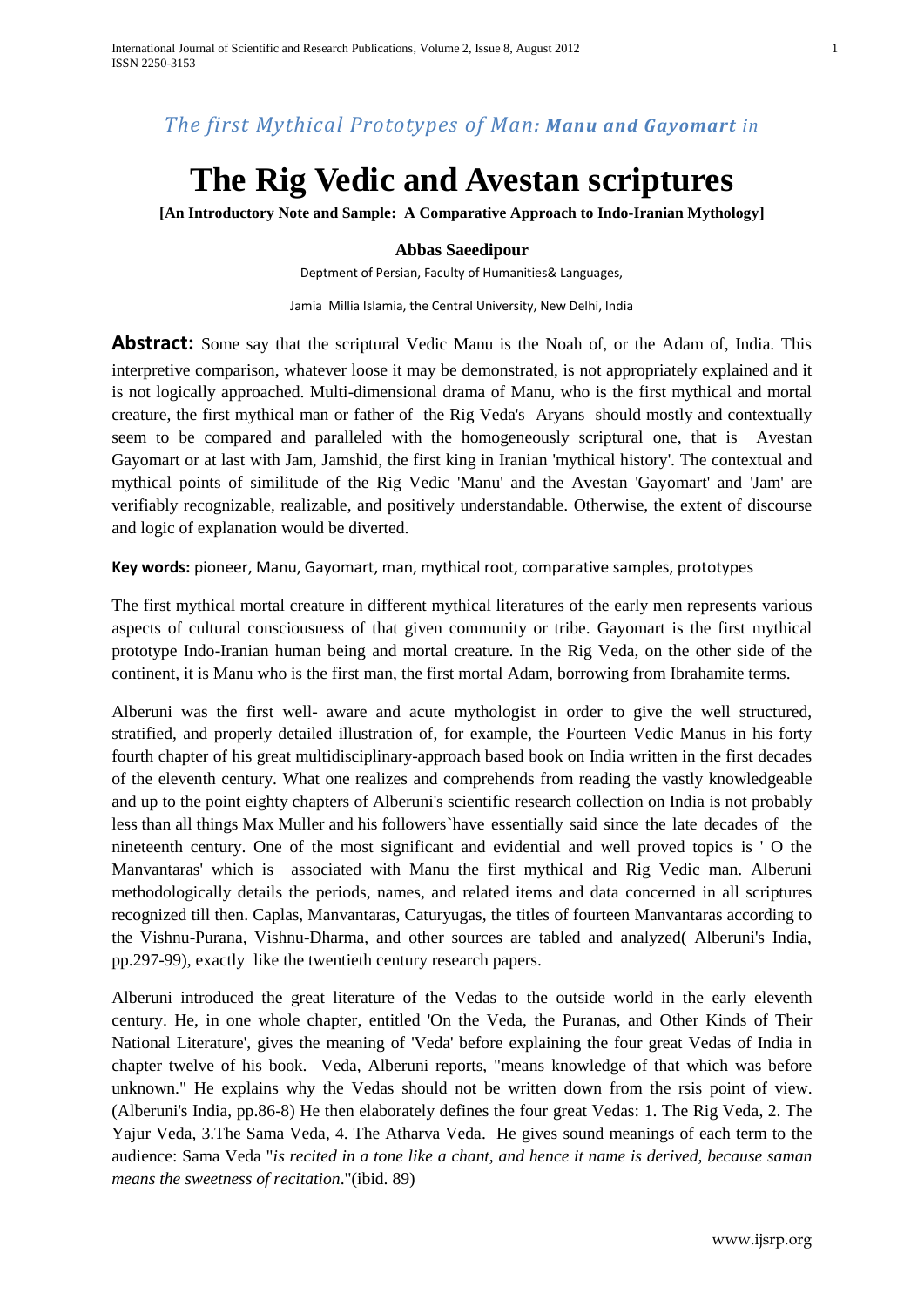*The first Mythical Prototypes of Man: **Manu and Gayomart** in*

# The Rig Vedic and Avestan scriptures

**[An Introductory Note and Sample: A Comparative Approach to Indo-Iranian Mythology]**

**Abbas Saeedipour**

Deptment of Persian, Faculty of Humanities& Languages,

Jamia Millia Islamia, the Central University, New Delhi, India

**Abstract:** Some say that the scriptural Vedic Manu is the Noah of, or the Adam of, India. This interpretive comparison, whatever loose it may be demonstrated, is not appropriately explained and it is not logically approached. Multi-dimensional drama of Manu, who is the first mythical and mortal creature, the first mythical man or father of the Rig Veda's Aryans should mostly and contextually seem to be compared and paralleled with the homogeneously scriptural one, that is Avestan Gayomart or at last with Jam, Jamshid, the first king in Iranian 'mythical history'. The contextual and mythical points of similitude of the Rig Vedic 'Manu' and the Avestan 'Gayomart' and 'Jam' are verifiably recognizable, realizable, and positively understandable. Otherwise, the extent of discourse and logic of explanation would be diverted.

**Key words:** pioneer, Manu, Gayomart, man, mythical root, comparative samples, prototypes

The first mythical mortal creature in different mythical literatures of the early men represents various aspects of cultural consciousness of that given community or tribe. Gayomart is the first mythical prototype Indo-Iranian human being and mortal creature. In the Rig Veda, on the other side of the continent, it is Manu who is the first man, the first mortal Adam, borrowing from Ibrahamite terms.

Alberuni was the first well- aware and acute mythologist in order to give the well structured, stratified, and properly detailed illustration of, for example, the Fourteen Vedic Manus in his forty fourth chapter of his great multidisciplinary-approach based book on India written in the first decades of the eleventh century. What one realizes and comprehends from reading the vastly knowledgeable and up to the point eighty chapters of Alberuni's scientific research collection on India is not probably less than all things Max Muller and his followers`have essentially said since the late decades of the nineteenth century. One of the most significant and evidential and well proved topics is ' O the Manvantaras' which is associated with Manu the first mythical and Rig Vedic man. Alberuni methodologically details the periods, names, and related items and data concerned in all scriptures recognized till then. Caplas, Manvantaras, Caturyugas, the titles of fourteen Manvantaras according to the Vishnu-Purana, Vishnu-Dharma, and other sources are tabled and analyzed( Alberuni's India, pp.297-99), exactly like the twentieth century research papers.

Alberuni introduced the great literature of the Vedas to the outside world in the early eleventh century. He, in one whole chapter, entitled 'On the Veda, the Puranas, and Other Kinds of Their National Literature', gives the meaning of 'Veda' before explaining the four great Vedas of India in chapter twelve of his book. Veda, Alberuni reports, "means knowledge of that which was before unknown." He explains why the Vedas should not be written down from the rsis point of view. (Alberuni's India, pp.86-8) He then elaborately defines the four great Vedas: 1. The Rig Veda, 2. The Yajur Veda, 3.The Sama Veda, 4. The Atharva Veda. He gives sound meanings of each term to the audience: Sama Veda "*is recited in a tone like a chant, and hence it name is derived, because saman means the sweetness of recitation*."(ibid. 89)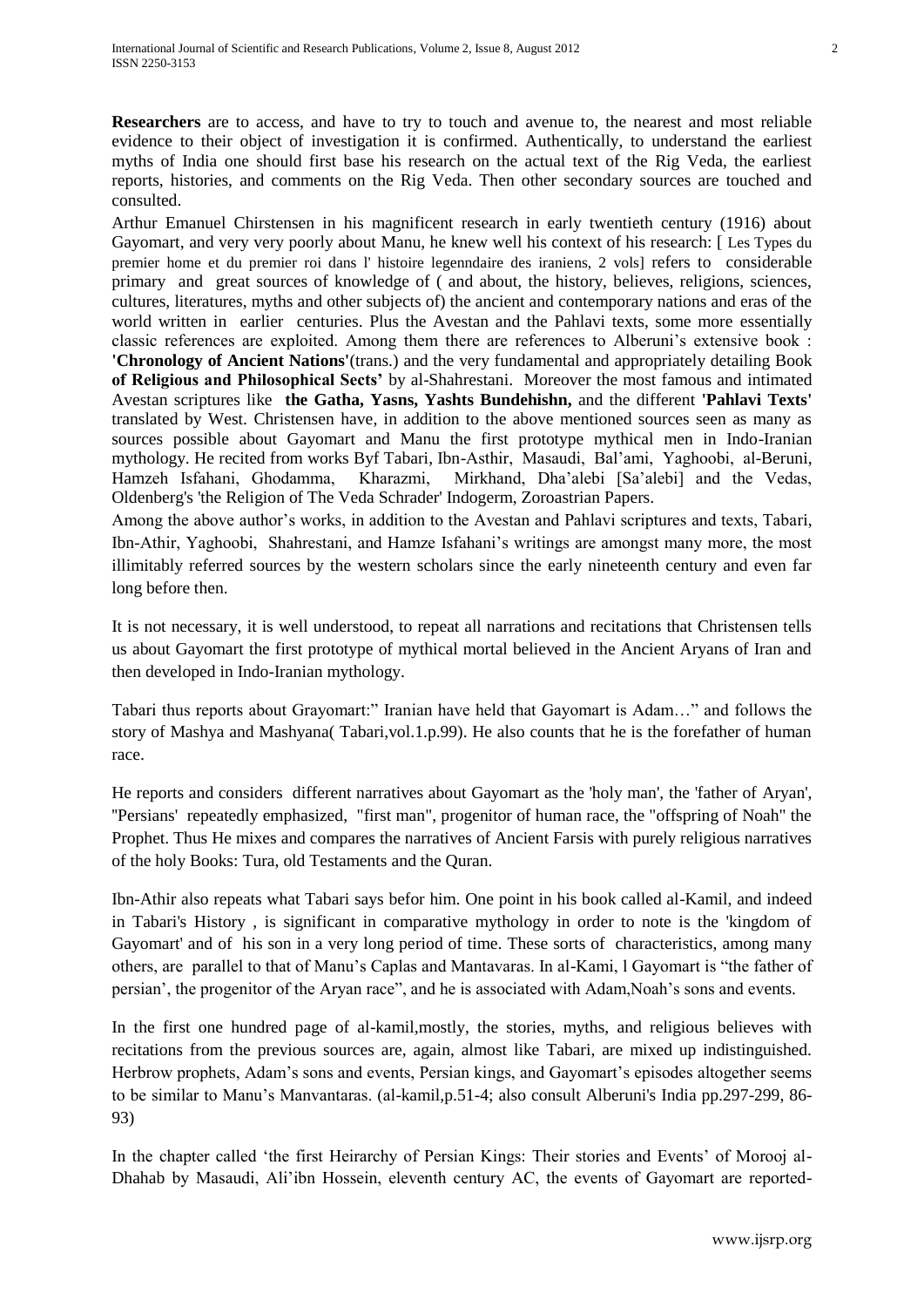**Researchers** are to access, and have to try to touch and avenue to, the nearest and most reliable evidence to their object of investigation it is confirmed. Authentically, to understand the earliest myths of India one should first base his research on the actual text of the Rig Veda, the earliest reports, histories, and comments on the Rig Veda. Then other secondary sources are touched and consulted.

Arthur Emanuel Chirstensen in his magnificent research in early twentieth century (1916) about Gayomart, and very very poorly about Manu, he knew well his context of his research: [ Les Types du premier home et du premier roi dans l' histoire legenndaire des iraniens, 2 vols] refers to considerable primary and great sources of knowledge of ( and about, the history, believes, religions, sciences, cultures, literatures, myths and other subjects of) the ancient and contemporary nations and eras of the world written in earlier centuries. Plus the Avestan and the Pahlavi texts, some more essentially classic references are exploited. Among them there are references to Alberuni's extensive book : **'Chronology of Ancient Nations'**(trans.) and the very fundamental and appropriately detailing Book **of Religious and Philosophical Sects'** by al-Shahrestani. Moreover the most famous and intimated Avestan scriptures like **the Gatha, Yasns, Yashts Bundehishn,** and the different **'Pahlavi Texts'** translated by West. Christensen have, in addition to the above mentioned sources seen as many as sources possible about Gayomart and Manu the first prototype mythical men in Indo-Iranian mythology. He recited from works Byf Tabari, Ibn-Asthir, Masaudi, Bal'ami, Yaghoobi, al-Beruni, Hamzeh Isfahani, Ghodamma, Kharazmi, Mirkhand, Dha'alebi [Sa'alebi] and the Vedas, Oldenberg's 'the Religion of The Veda Schrader' Indogerm, Zoroastrian Papers.

Among the above author's works, in addition to the Avestan and Pahlavi scriptures and texts, Tabari, Ibn-Athir, Yaghoobi, Shahrestani, and Hamze Isfahani's writings are amongst many more, the most illimitably referred sources by the western scholars since the early nineteenth century and even far long before then.

It is not necessary, it is well understood, to repeat all narrations and recitations that Christensen tells us about Gayomart the first prototype of mythical mortal believed in the Ancient Aryans of Iran and then developed in Indo-Iranian mythology.

Tabari thus reports about Grayomart:" Iranian have held that Gayomart is Adam…" and follows the story of Mashya and Mashyana( Tabari,vol.1.p.99). He also counts that he is the forefather of human race.

He reports and considers different narratives about Gayomart as the 'holy man', the 'father of Aryan', "Persians' repeatedly emphasized, "first man", progenitor of human race, the "offspring of Noah" the Prophet. Thus He mixes and compares the narratives of Ancient Farsis with purely religious narratives of the holy Books: Tura, old Testaments and the Quran.

Ibn-Athir also repeats what Tabari says befor him. One point in his book called al-Kamil, and indeed in Tabari's History , is significant in comparative mythology in order to note is the 'kingdom of Gayomart' and of his son in a very long period of time. These sorts of characteristics, among many others, are parallel to that of Manu's Caplas and Mantavaras. In al-Kami, l Gayomart is "the father of persian', the progenitor of the Aryan race", and he is associated with Adam,Noah's sons and events.

In the first one hundred page of al-kamil,mostly, the stories, myths, and religious believes with recitations from the previous sources are, again, almost like Tabari, are mixed up indistinguished. Herbrow prophets, Adam's sons and events, Persian kings, and Gayomart's episodes altogether seems to be similar to Manu's Manvantaras. (al-kamil,p.51-4; also consult Alberuni's India pp.297-299, 86-93)

In the chapter called 'the first Heirarchy of Persian Kings: Their stories and Events' of Morooj al-Dhahab by Masaudi, Ali'ibn Hossein, eleventh century AC, the events of Gayomart are reported-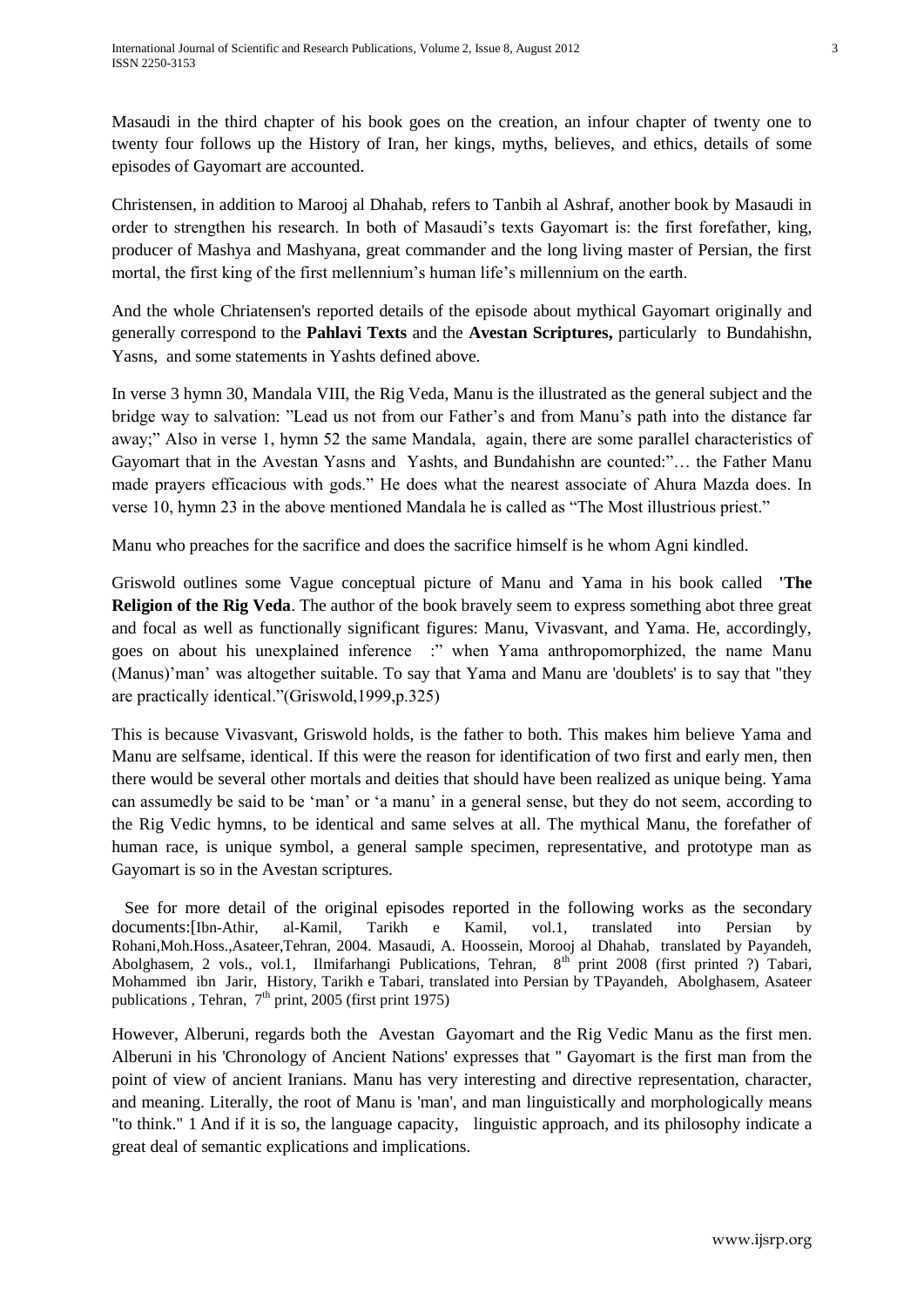Masaudi in the third chapter of his book goes on the creation, an infour chapter of twenty one to twenty four follows up the History of Iran, her kings, myths, believes, and ethics, details of some episodes of Gayomart are accounted.

Christensen, in addition to Marooj al Dhahab, refers to Tanbih al Ashraf, another book by Masaudi in order to strengthen his research. In both of Masaudi's texts Gayomart is: the first forefather, king, producer of Mashya and Mashyana, great commander and the long living master of Persian, the first mortal, the first king of the first mellennium's human life's millennium on the earth.

And the whole Chriatensen's reported details of the episode about mythical Gayomart originally and generally correspond to the **Pahlavi Texts** and the **Avestan Scriptures,** particularly to Bundahishn, Yasns, and some statements in Yashts defined above.

In verse 3 hymn 30, Mandala VIII, the Rig Veda, Manu is the illustrated as the general subject and the bridge way to salvation: "Lead us not from our Father's and from Manu's path into the distance far away;" Also in verse 1, hymn 52 the same Mandala, again, there are some parallel characteristics of Gayomart that in the Avestan Yasns and Yashts, and Bundahishn are counted:"… the Father Manu made prayers efficacious with gods." He does what the nearest associate of Ahura Mazda does. In verse 10, hymn 23 in the above mentioned Mandala he is called as "The Most illustrious priest."

Manu who preaches for the sacrifice and does the sacrifice himself is he whom Agni kindled.

Griswold outlines some Vague conceptual picture of Manu and Yama in his book called **'The Religion of the Rig Veda**. The author of the book bravely seem to express something abot three great and focal as well as functionally significant figures: Manu, Vivasvant, and Yama. He, accordingly, goes on about his unexplained inference :" when Yama anthropomorphized, the name Manu (Manus)'man' was altogether suitable. To say that Yama and Manu are 'doublets' is to say that "they are practically identical."(Griswold,1999,p.325)

This is because Vivasvant, Griswold holds, is the father to both. This makes him believe Yama and Manu are selfsame, identical. If this were the reason for identification of two first and early men, then there would be several other mortals and deities that should have been realized as unique being. Yama can assumedly be said to be 'man' or 'a manu' in a general sense, but they do not seem, according to the Rig Vedic hymns, to be identical and same selves at all. The mythical Manu, the forefather of human race, is unique symbol, a general sample specimen, representative, and prototype man as Gayomart is so in the Avestan scriptures.

See for more detail of the original episodes reported in the following works as the secondary documents:[Ibn-Athir, al-Kamil, Tarikh e Kamil, vol.1, translated into Persian by Rohani,Moh.Hoss.,Asateer,Tehran, 2004. Masaudi, A. Hoossein, Morooj al Dhahab, translated by Payandeh, Abolghasem, 2 vols., vol.1, Ilmifarhangi Publications, Tehran, 8th print 2008 (first printed ?) Tabari, Mohammed ibn Jarir, History, Tarikh e Tabari, translated into Persian by TPayandeh, Abolghasem, Asateer publications , Tehran, 7th print, 2005 (first print 1975)

However, Alberuni, regards both the Avestan Gayomart and the Rig Vedic Manu as the first men. Alberuni in his 'Chronology of Ancient Nations' expresses that " Gayomart is the first man from the point of view of ancient Iranians. Manu has very interesting and directive representation, character, and meaning. Literally, the root of Manu is 'man', and man linguistically and morphologically means "to think." 1 And if it is so, the language capacity, linguistic approach, and its philosophy indicate a great deal of semantic explications and implications.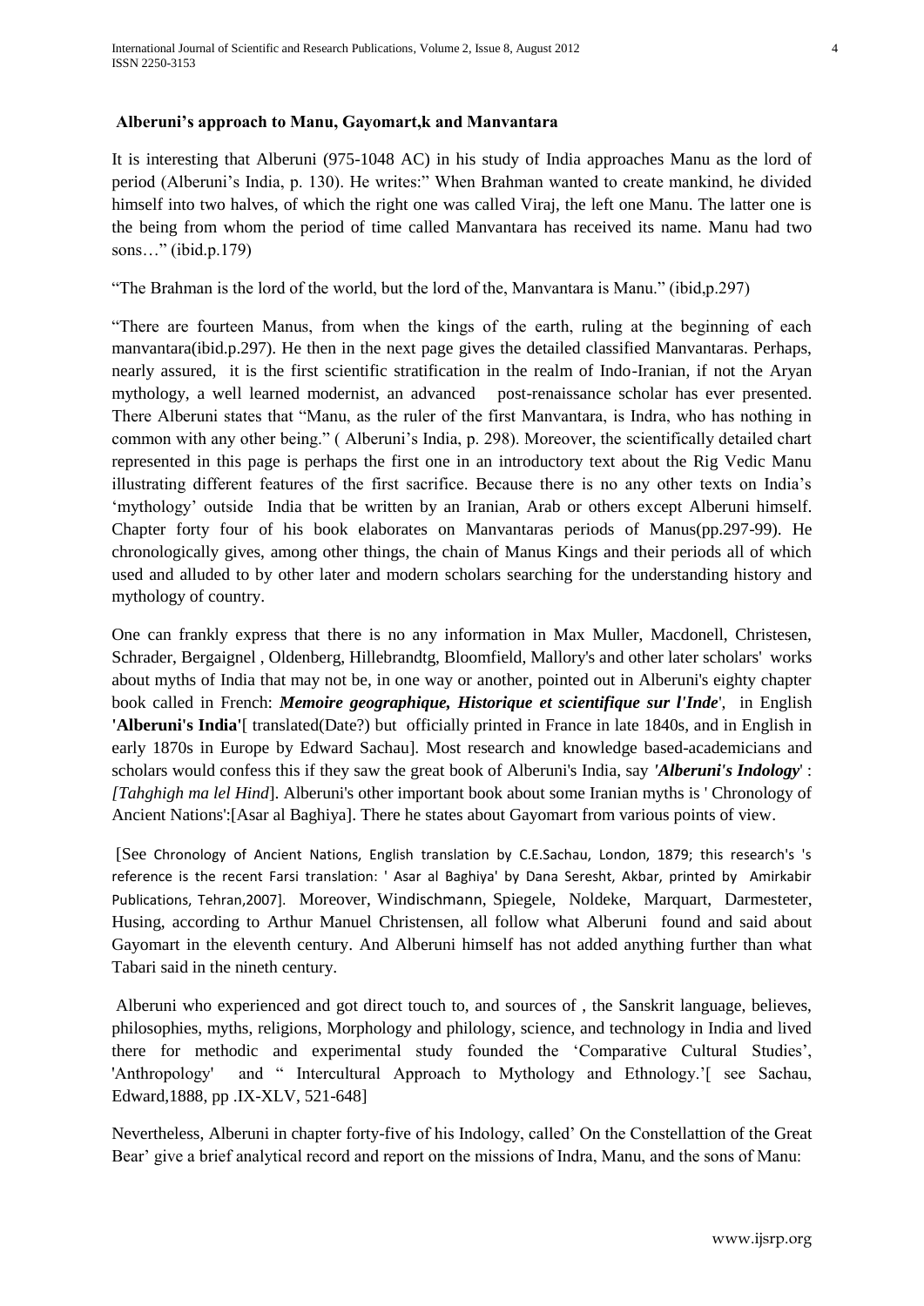**Alberuni's approach to Manu, Gayomart,k and Manvantara**

It is interesting that Alberuni (975-1048 AC) in his study of India approaches Manu as the lord of period (Alberuni's India, p. 130). He writes:" When Brahman wanted to create mankind, he divided himself into two halves, of which the right one was called Viraj, the left one Manu. The latter one is the being from whom the period of time called Manvantara has received its name. Manu had two sons…" (ibid.p.179)

"The Brahman is the lord of the world, but the lord of the, Manvantara is Manu." (ibid,p.297)

"There are fourteen Manus, from when the kings of the earth, ruling at the beginning of each manvantara(ibid.p.297). He then in the next page gives the detailed classified Manvantaras. Perhaps, nearly assured, it is the first scientific stratification in the realm of Indo-Iranian, if not the Aryan mythology, a well learned modernist, an advanced post-renaissance scholar has ever presented. There Alberuni states that "Manu, as the ruler of the first Manvantara, is Indra, who has nothing in common with any other being." ( Alberuni's India, p. 298). Moreover, the scientifically detailed chart represented in this page is perhaps the first one in an introductory text about the Rig Vedic Manu illustrating different features of the first sacrifice. Because there is no any other texts on India's 'mythology' outside India that be written by an Iranian, Arab or others except Alberuni himself. Chapter forty four of his book elaborates on Manvantaras periods of Manus(pp.297-99). He chronologically gives, among other things, the chain of Manus Kings and their periods all of which used and alluded to by other later and modern scholars searching for the understanding history and mythology of country.

One can frankly express that there is no any information in Max Muller, Macdonell, Christesen, Schrader, Bergaignel , Oldenberg, Hillebrandtg, Bloomfield, Mallory's and other later scholars' works about myths of India that may not be, in one way or another, pointed out in Alberuni's eighty chapter book called in French: ***Memoire geographique, Historique et scientifique sur l'Inde***', in English **'Alberuni's India'**[ translated(Date?) but officially printed in France in late 1840s, and in English in early 1870s in Europe by Edward Sachau]. Most research and knowledge based-academicians and scholars would confess this if they saw the great book of Alberuni's India, say ***'Alberuni's Indology***' : *[Tahghigh ma lel Hind*]. Alberuni's other important book about some Iranian myths is ' Chronology of Ancient Nations':[Asar al Baghiya]. There he states about Gayomart from various points of view.

[See Chronology of Ancient Nations, English translation by C.E.Sachau, London, 1879; this research's 's reference is the recent Farsi translation: ' Asar al Baghiya' by Dana Seresht, Akbar, printed by Amirkabir Publications, Tehran,2007]. Moreover, Windischmann, Spiegele, Noldeke, Marquart, Darmesteter, Husing, according to Arthur Manuel Christensen, all follow what Alberuni found and said about Gayomart in the eleventh century. And Alberuni himself has not added anything further than what Tabari said in the nineth century.

Alberuni who experienced and got direct touch to, and sources of , the Sanskrit language, believes, philosophies, myths, religions, Morphology and philology, science, and technology in India and lived there for methodic and experimental study founded the 'Comparative Cultural Studies', 'Anthropology' and " Intercultural Approach to Mythology and Ethnology.'[ see Sachau, Edward,1888, pp .IX-XLV, 521-648]

Nevertheless, Alberuni in chapter forty-five of his Indology, called' On the Constellattion of the Great Bear' give a brief analytical record and report on the missions of Indra, Manu, and the sons of Manu: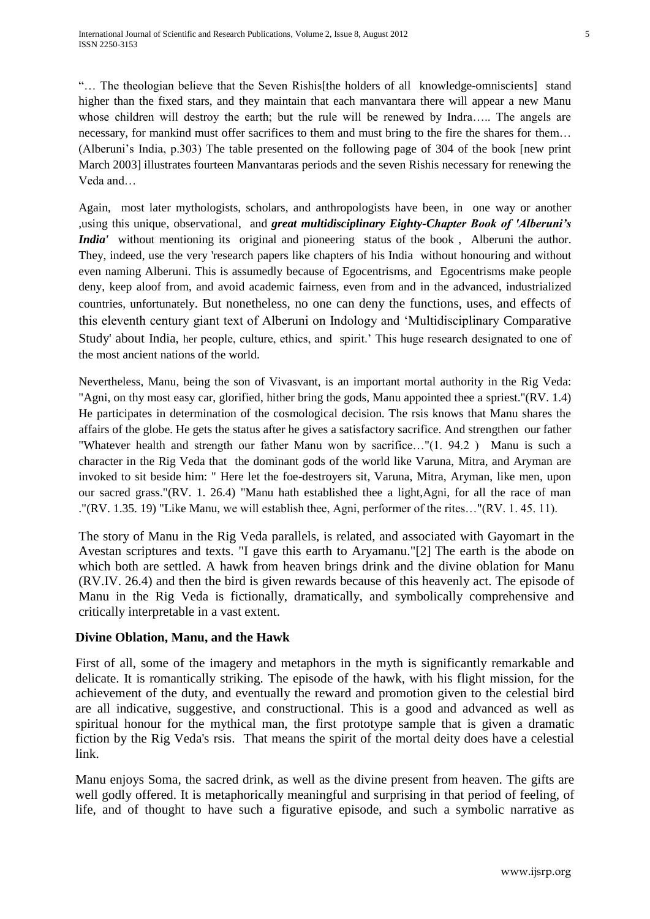"… The theologian believe that the Seven Rishis[the holders of all knowledge-omniscients] stand higher than the fixed stars, and they maintain that each manvantara there will appear a new Manu whose children will destroy the earth; but the rule will be renewed by Indra….. The angels are necessary, for mankind must offer sacrifices to them and must bring to the fire the shares for them… (Alberuni's India, p.303) The table presented on the following page of 304 of the book [new print March 2003] illustrates fourteen Manvantaras periods and the seven Rishis necessary for renewing the Veda and…

Again, most later mythologists, scholars, and anthropologists have been, in one way or another ,using this unique, observational, and ***great multidisciplinary Eighty-Chapter Book of 'Alberuni's India'*** without mentioning its original and pioneering status of the book , Alberuni the author. They, indeed, use the very 'research papers like chapters of his India without honouring and without even naming Alberuni. This is assumedly because of Egocentrisms, and Egocentrisms make people deny, keep aloof from, and avoid academic fairness, even from and in the advanced, industrialized countries, unfortunately. But nonetheless, no one can deny the functions, uses, and effects of this eleventh century giant text of Alberuni on Indology and 'Multidisciplinary Comparative Study' about India, her people, culture, ethics, and spirit.' This huge research designated to one of the most ancient nations of the world.

Nevertheless, Manu, being the son of Vivasvant, is an important mortal authority in the Rig Veda: "Agni, on thy most easy car, glorified, hither bring the gods, Manu appointed thee a spriest."(RV. 1.4) He participates in determination of the cosmological decision. The rsis knows that Manu shares the affairs of the globe. He gets the status after he gives a satisfactory sacrifice. And strengthen our father "Whatever health and strength our father Manu won by sacrifice…"(1. 94.2 ) Manu is such a character in the Rig Veda that the dominant gods of the world like Varuna, Mitra, and Aryman are invoked to sit beside him: " Here let the foe-destroyers sit, Varuna, Mitra, Aryman, like men, upon our sacred grass."(RV. 1. 26.4) "Manu hath established thee a light,Agni, for all the race of man ."(RV. 1.35. 19) "Like Manu, we will establish thee, Agni, performer of the rites…"(RV. 1. 45. 11).

The story of Manu in the Rig Veda parallels, is related, and associated with Gayomart in the Avestan scriptures and texts. "I gave this earth to Aryamanu."[2] The earth is the abode on which both are settled. A hawk from heaven brings drink and the divine oblation for Manu (RV.IV. 26.4) and then the bird is given rewards because of this heavenly act. The episode of Manu in the Rig Veda is fictionally, dramatically, and symbolically comprehensive and critically interpretable in a vast extent.

## Divine Oblation, Manu, and the Hawk

First of all, some of the imagery and metaphors in the myth is significantly remarkable and delicate. It is romantically striking. The episode of the hawk, with his flight mission, for the achievement of the duty, and eventually the reward and promotion given to the celestial bird are all indicative, suggestive, and constructional. This is a good and advanced as well as spiritual honour for the mythical man, the first prototype sample that is given a dramatic fiction by the Rig Veda's rsis. That means the spirit of the mortal deity does have a celestial link.

Manu enjoys Soma, the sacred drink, as well as the divine present from heaven. The gifts are well godly offered. It is metaphorically meaningful and surprising in that period of feeling, of life, and of thought to have such a figurative episode, and such a symbolic narrative as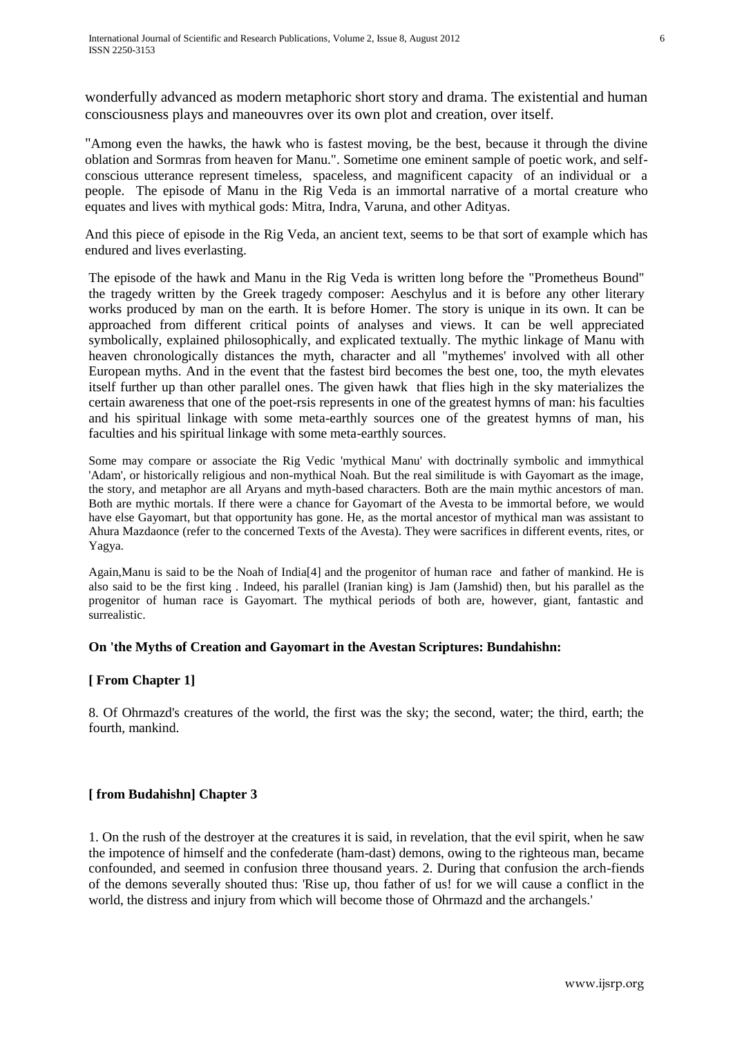wonderfully advanced as modern metaphoric short story and drama. The existential and human consciousness plays and maneouvres over its own plot and creation, over itself.

"Among even the hawks, the hawk who is fastest moving, be the best, because it through the divine oblation and Sormras from heaven for Manu.". Sometime one eminent sample of poetic work, and self-conscious utterance represent timeless, spaceless, and magnificent capacity of an individual or a people. The episode of Manu in the Rig Veda is an immortal narrative of a mortal creature who equates and lives with mythical gods: Mitra, Indra, Varuna, and other Adityas.

And this piece of episode in the Rig Veda, an ancient text, seems to be that sort of example which has endured and lives everlasting.

The episode of the hawk and Manu in the Rig Veda is written long before the "Prometheus Bound" the tragedy written by the Greek tragedy composer: Aeschylus and it is before any other literary works produced by man on the earth. It is before Homer. The story is unique in its own. It can be approached from different critical points of analyses and views. It can be well appreciated symbolically, explained philosophically, and explicated textually. The mythic linkage of Manu with heaven chronologically distances the myth, character and all "mythemes' involved with all other European myths. And in the event that the fastest bird becomes the best one, too, the myth elevates itself further up than other parallel ones. The given hawk that flies high in the sky materializes the certain awareness that one of the poet-rsis represents in one of the greatest hymns of man: his faculties and his spiritual linkage with some meta-earthly sources one of the greatest hymns of man, his faculties and his spiritual linkage with some meta-earthly sources.

Some may compare or associate the Rig Vedic 'mythical Manu' with doctrinally symbolic and immythical 'Adam', or historically religious and non-mythical Noah. But the real similitude is with Gayomart as the image, the story, and metaphor are all Aryans and myth-based characters. Both are the main mythic ancestors of man. Both are mythic mortals. If there were a chance for Gayomart of the Avesta to be immortal before, we would have else Gayomart, but that opportunity has gone. He, as the mortal ancestor of mythical man was assistant to Ahura Mazdaonce (refer to the concerned Texts of the Avesta). They were sacrifices in different events, rites, or Yagya.

Again,Manu is said to be the Noah of India[4] and the progenitor of human race and father of mankind. He is also said to be the first king . Indeed, his parallel (Iranian king) is Jam (Jamshid) then, but his parallel as the progenitor of human race is Gayomart. The mythical periods of both are, however, giant, fantastic and surrealistic.

**On 'the Myths of Creation and Gayomart in the Avestan Scriptures: Bundahishn:**

**[ From Chapter 1]**

8. Of Ohrmazd's creatures of the world, the first was the sky; the second, water; the third, earth; the fourth, mankind.

**[ from Budahishn] Chapter 3**

1. On the rush of the destroyer at the creatures it is said, in revelation, that the evil spirit, when he saw the impotence of himself and the confederate (ham-dast) demons, owing to the righteous man, became confounded, and seemed in confusion three thousand years. 2. During that confusion the arch-fiends of the demons severally shouted thus: 'Rise up, thou father of us! for we will cause a conflict in the world, the distress and injury from which will become those of Ohrmazd and the archangels.'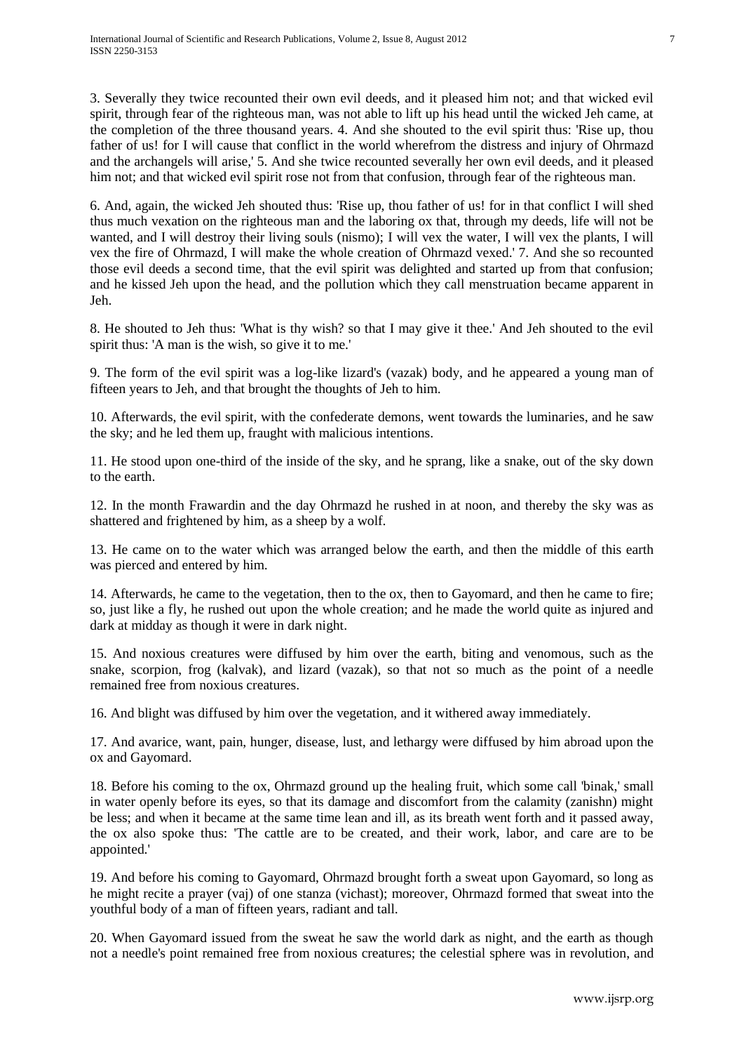3. Severally they twice recounted their own evil deeds, and it pleased him not; and that wicked evil spirit, through fear of the righteous man, was not able to lift up his head until the wicked Jeh came, at the completion of the three thousand years. 4. And she shouted to the evil spirit thus: 'Rise up, thou father of us! for I will cause that conflict in the world wherefrom the distress and injury of Ohrmazd and the archangels will arise,' 5. And she twice recounted severally her own evil deeds, and it pleased him not; and that wicked evil spirit rose not from that confusion, through fear of the righteous man.

6. And, again, the wicked Jeh shouted thus: 'Rise up, thou father of us! for in that conflict I will shed thus much vexation on the righteous man and the laboring ox that, through my deeds, life will not be wanted, and I will destroy their living souls (nismo); I will vex the water, I will vex the plants, I will vex the fire of Ohrmazd, I will make the whole creation of Ohrmazd vexed.' 7. And she so recounted those evil deeds a second time, that the evil spirit was delighted and started up from that confusion; and he kissed Jeh upon the head, and the pollution which they call menstruation became apparent in Jeh.

8. He shouted to Jeh thus: 'What is thy wish? so that I may give it thee.' And Jeh shouted to the evil spirit thus: 'A man is the wish, so give it to me.'

9. The form of the evil spirit was a log-like lizard's (vazak) body, and he appeared a young man of fifteen years to Jeh, and that brought the thoughts of Jeh to him.

10. Afterwards, the evil spirit, with the confederate demons, went towards the luminaries, and he saw the sky; and he led them up, fraught with malicious intentions.

11. He stood upon one-third of the inside of the sky, and he sprang, like a snake, out of the sky down to the earth.

12. In the month Frawardin and the day Ohrmazd he rushed in at noon, and thereby the sky was as shattered and frightened by him, as a sheep by a wolf.

13. He came on to the water which was arranged below the earth, and then the middle of this earth was pierced and entered by him.

14. Afterwards, he came to the vegetation, then to the ox, then to Gayomard, and then he came to fire; so, just like a fly, he rushed out upon the whole creation; and he made the world quite as injured and dark at midday as though it were in dark night.

15. And noxious creatures were diffused by him over the earth, biting and venomous, such as the snake, scorpion, frog (kalvak), and lizard (vazak), so that not so much as the point of a needle remained free from noxious creatures.

16. And blight was diffused by him over the vegetation, and it withered away immediately.

17. And avarice, want, pain, hunger, disease, lust, and lethargy were diffused by him abroad upon the ox and Gayomard.

18. Before his coming to the ox, Ohrmazd ground up the healing fruit, which some call 'binak,' small in water openly before its eyes, so that its damage and discomfort from the calamity (zanishn) might be less; and when it became at the same time lean and ill, as its breath went forth and it passed away, the ox also spoke thus: 'The cattle are to be created, and their work, labor, and care are to be appointed.'

19. And before his coming to Gayomard, Ohrmazd brought forth a sweat upon Gayomard, so long as he might recite a prayer (vaj) of one stanza (vichast); moreover, Ohrmazd formed that sweat into the youthful body of a man of fifteen years, radiant and tall.

20. When Gayomard issued from the sweat he saw the world dark as night, and the earth as though not a needle's point remained free from noxious creatures; the celestial sphere was in revolution, and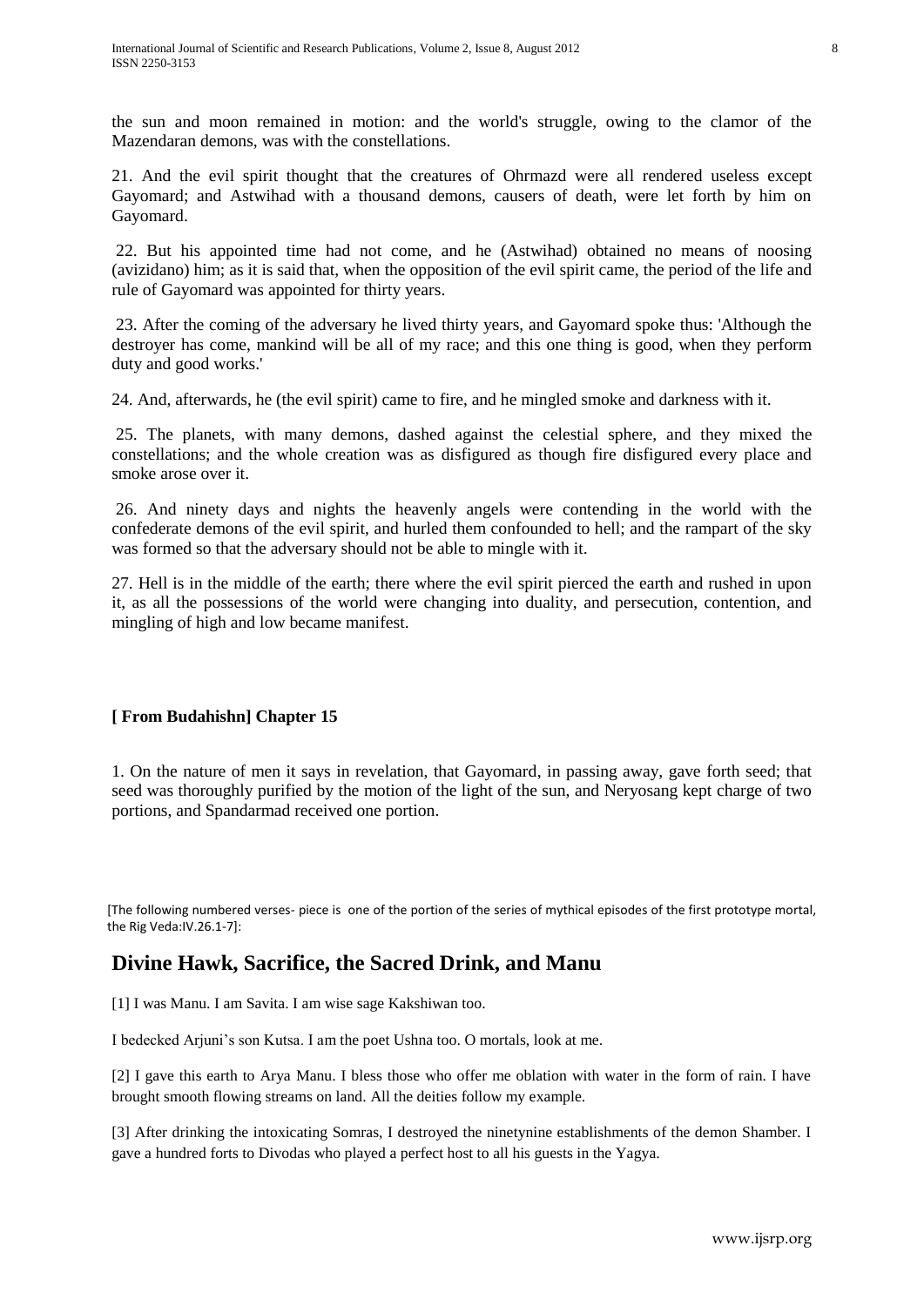the sun and moon remained in motion: and the world's struggle, owing to the clamor of the Mazendaran demons, was with the constellations.

21. And the evil spirit thought that the creatures of Ohrmazd were all rendered useless except Gayomard; and Astwihad with a thousand demons, causers of death, were let forth by him on Gayomard.

22. But his appointed time had not come, and he (Astwihad) obtained no means of noosing (avizidano) him; as it is said that, when the opposition of the evil spirit came, the period of the life and rule of Gayomard was appointed for thirty years.

23. After the coming of the adversary he lived thirty years, and Gayomard spoke thus: 'Although the destroyer has come, mankind will be all of my race; and this one thing is good, when they perform duty and good works.'

24. And, afterwards, he (the evil spirit) came to fire, and he mingled smoke and darkness with it.

25. The planets, with many demons, dashed against the celestial sphere, and they mixed the constellations; and the whole creation was as disfigured as though fire disfigured every place and smoke arose over it.

26. And ninety days and nights the heavenly angels were contending in the world with the confederate demons of the evil spirit, and hurled them confounded to hell; and the rampart of the sky was formed so that the adversary should not be able to mingle with it.

27. Hell is in the middle of the earth; there where the evil spirit pierced the earth and rushed in upon it, as all the possessions of the world were changing into duality, and persecution, contention, and mingling of high and low became manifest.

**[ From Budahishn] Chapter 15**

1. On the nature of men it says in revelation, that Gayomard, in passing away, gave forth seed; that seed was thoroughly purified by the motion of the light of the sun, and Neryosang kept charge of two portions, and Spandarmad received one portion.

[The following numbered verses- piece is one of the portion of the series of mythical episodes of the first prototype mortal, the Rig Veda:IV.26.1-7]:

## Divine Hawk, Sacrifice, the Sacred Drink, and Manu

[1] I was Manu. I am Savita. I am wise sage Kakshiwan too.

I bedecked Arjuni's son Kutsa. I am the poet Ushna too. O mortals, look at me.

[2] I gave this earth to Arya Manu. I bless those who offer me oblation with water in the form of rain. I have brought smooth flowing streams on land. All the deities follow my example.

[3] After drinking the intoxicating Somras, I destroyed the ninetynine establishments of the demon Shamber. I gave a hundred forts to Divodas who played a perfect host to all his guests in the Yagya.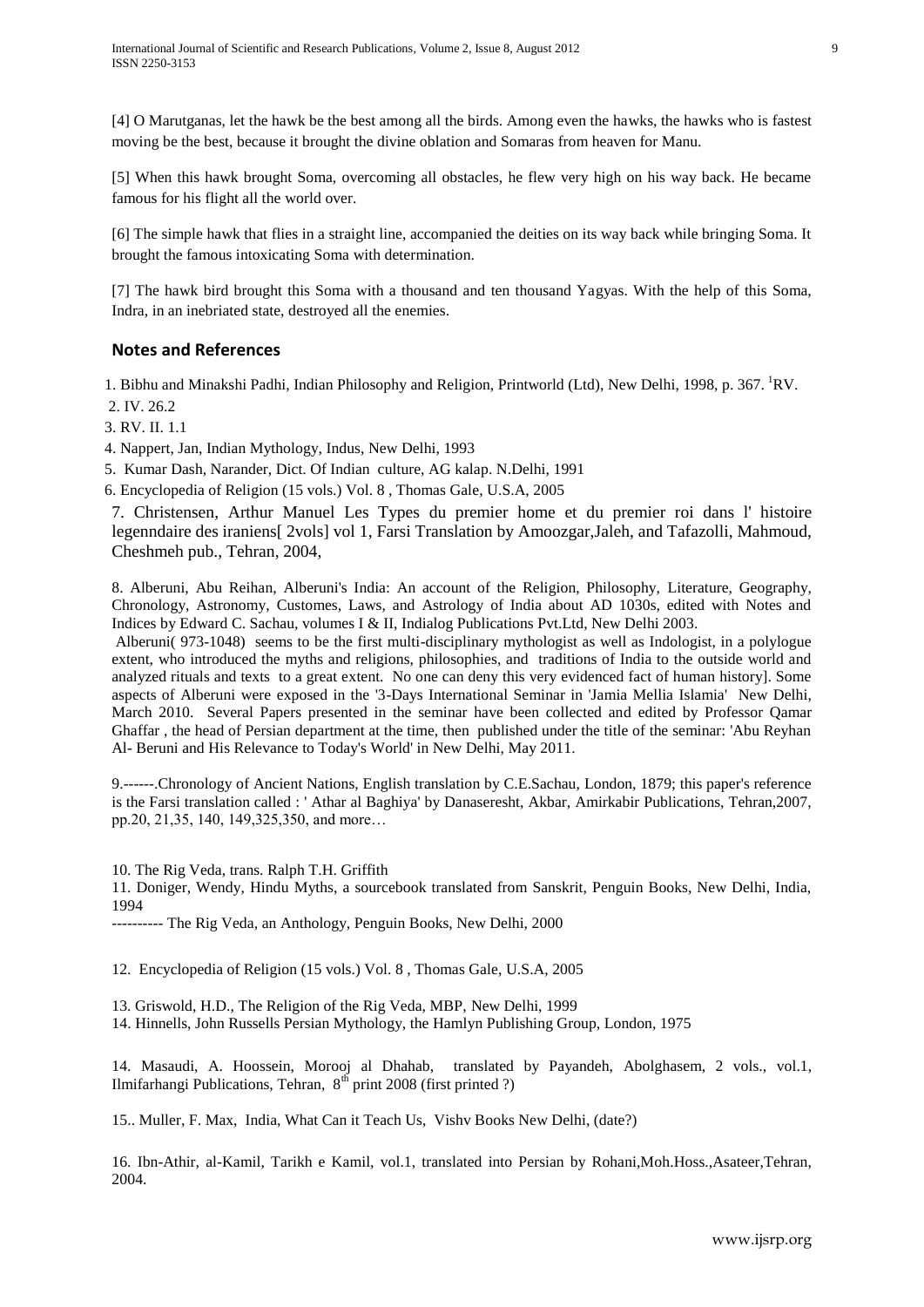[4] O Marutganas, let the hawk be the best among all the birds. Among even the hawks, the hawks who is fastest moving be the best, because it brought the divine oblation and Somaras from heaven for Manu.

[5] When this hawk brought Soma, overcoming all obstacles, he flew very high on his way back. He became famous for his flight all the world over.

[6] The simple hawk that flies in a straight line, accompanied the deities on its way back while bringing Soma. It brought the famous intoxicating Soma with determination.

[7] The hawk bird brought this Soma with a thousand and ten thousand Yagyas. With the help of this Soma, Indra, in an inebriated state, destroyed all the enemies.

## Notes and References

1. Bibhu and Minakshi Padhi, Indian Philosophy and Religion, Printworld (Ltd), New Delhi, 1998, p. 367. [1]RV.
2. IV. 26.2
3. RV. II. 1.1
4. Nappert, Jan, Indian Mythology, Indus, New Delhi, 1993
5. Kumar Dash, Narander, Dict. Of Indian culture, AG kalap. N.Delhi, 1991
6. Encyclopedia of Religion (15 vols.) Vol. 8 , Thomas Gale, U.S.A, 2005
7. Christensen, Arthur Manuel Les Types du premier home et du premier roi dans l' histoire legenndaire des iraniens[ 2vols] vol 1, Farsi Translation by Amoozgar,Jaleh, and Tafazolli, Mahmoud, Cheshmeh pub., Tehran, 2004,

8. Alberuni, Abu Reihan, Alberuni's India: An account of the Religion, Philosophy, Literature, Geography, Chronology, Astronomy, Customes, Laws, and Astrology of India about AD 1030s, edited with Notes and Indices by Edward C. Sachau, volumes I & II, Indialog Publications Pvt.Ltd, New Delhi 2003.
Alberuni( 973-1048) seems to be the first multi-disciplinary mythologist as well as Indologist, in a polylogue extent, who introduced the myths and religions, philosophies, and traditions of India to the outside world and analyzed rituals and texts to a great extent. No one can deny this very evidenced fact of human history]. Some aspects of Alberuni were exposed in the '3-Days International Seminar in 'Jamia Mellia Islamia' New Delhi, March 2010. Several Papers presented in the seminar have been collected and edited by Professor Qamar Ghaffar , the head of Persian department at the time, then published under the title of the seminar: 'Abu Reyhan Al- Beruni and His Relevance to Today's World' in New Delhi, May 2011.

9.------.Chronology of Ancient Nations, English translation by C.E.Sachau, London, 1879; this paper's reference is the Farsi translation called : ' Athar al Baghiya' by Danaseresht, Akbar, Amirkabir Publications, Tehran,2007, pp.20, 21,35, 140, 149,325,350, and more…

10. The Rig Veda, trans. Ralph T.H. Griffith
11. Doniger, Wendy, Hindu Myths, a sourcebook translated from Sanskrit, Penguin Books, New Delhi, India, 1994
---------- The Rig Veda, an Anthology, Penguin Books, New Delhi, 2000

12. Encyclopedia of Religion (15 vols.) Vol. 8 , Thomas Gale, U.S.A, 2005

13. Griswold, H.D., The Religion of the Rig Veda, MBP, New Delhi, 1999
14. Hinnells, John Russells Persian Mythology, the Hamlyn Publishing Group, London, 1975

14. Masaudi, A. Hoossein, Morooj al Dhahab, translated by Payandeh, Abolghasem, 2 vols., vol.1, Ilmifarhangi Publications, Tehran, 8th print 2008 (first printed ?)

15.. Muller, F. Max, India, What Can it Teach Us, Vishv Books New Delhi, (date?)

16. Ibn-Athir, al-Kamil, Tarikh e Kamil, vol.1, translated into Persian by Rohani,Moh.Hoss.,Asateer,Tehran, 2004.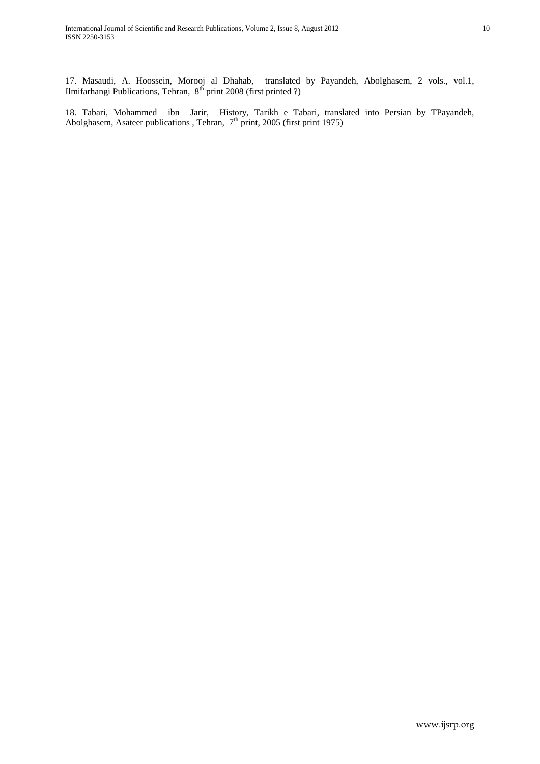17. Masaudi, A. Hoossein, Morooj al Dhahab, translated by Payandeh, Abolghasem, 2 vols., vol.1, Ilmifarhangi Publications, Tehran, 8th print 2008 (first printed ?)

18. Tabari, Mohammed ibn Jarir, History, Tarikh e Tabari, translated into Persian by TPayandeh, Abolghasem, Asateer publications , Tehran, 7th print, 2005 (first print 1975)